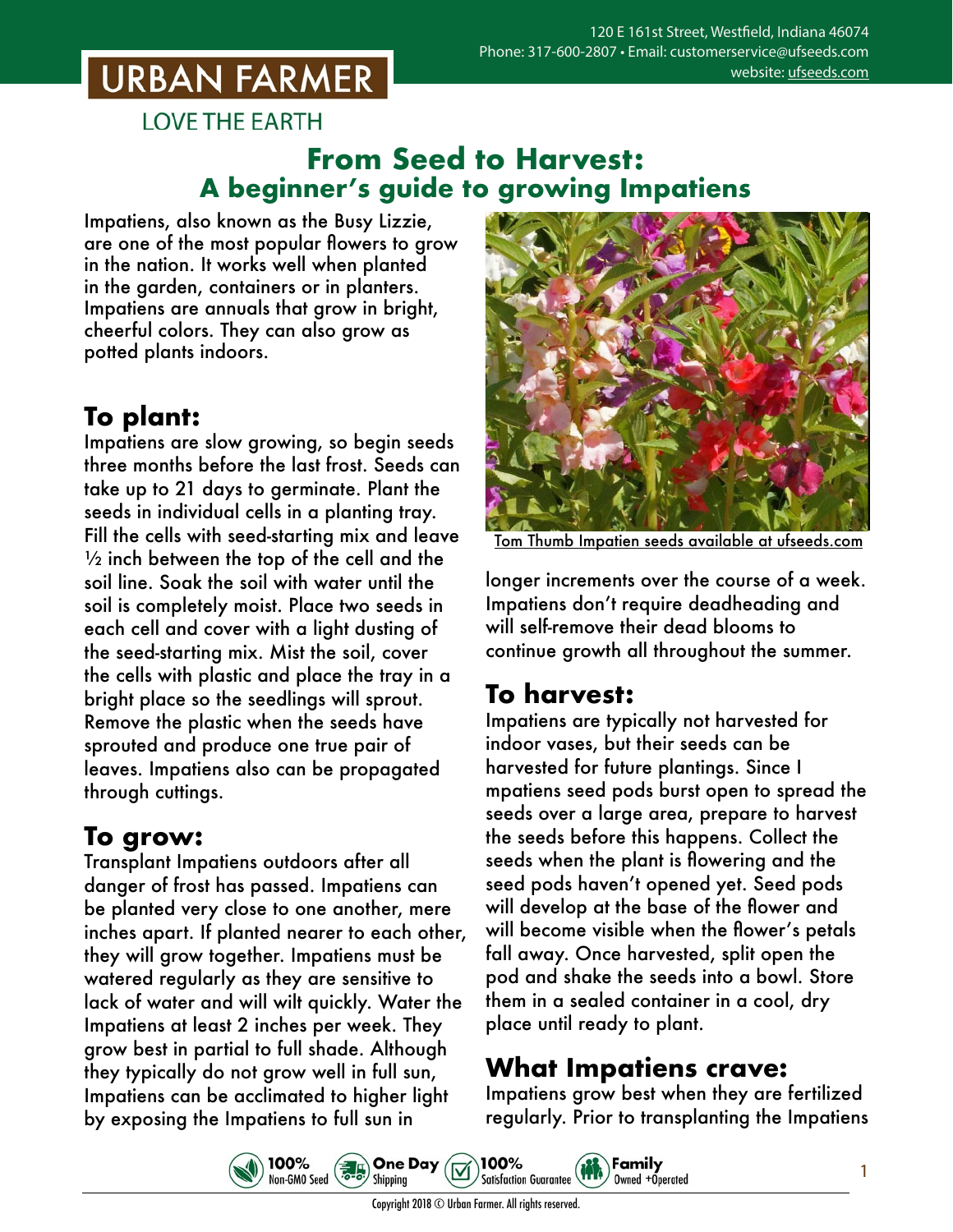URBAN FARMER

LOVE THE EARTH

120 E 161st Street, Westfield, Indiana 46074
Phone: 317-600-2807 • Email: customerservice@ufseeds.com
website: ufseeds.com

# From Seed to Harvest: A beginner's guide to growing Impatiens

Impatiens, also known as the Busy Lizzie, are one of the most popular flowers to grow in the nation. It works well when planted in the garden, containers or in planters. Impatiens are annuals that grow in bright, cheerful colors. They can also grow as potted plants indoors.

Tom Thumb Impatien seeds available at ufseeds.com

## To plant:

Impatiens are slow growing, so begin seeds three months before the last frost. Seeds can take up to 21 days to germinate. Plant the seeds in individual cells in a planting tray. Fill the cells with seed-starting mix and leave ½ inch between the top of the cell and the soil line. Soak the soil with water until the soil is completely moist. Place two seeds in each cell and cover with a light dusting of the seed-starting mix. Mist the soil, cover the cells with plastic and place the tray in a bright place so the seedlings will sprout. Remove the plastic when the seeds have sprouted and produce one true pair of leaves. Impatiens also can be propagated through cuttings.

## To grow:

Transplant Impatiens outdoors after all danger of frost has passed. Impatiens can be planted very close to one another, mere inches apart. If planted nearer to each other, they will grow together. Impatiens must be watered regularly as they are sensitive to lack of water and will wilt quickly. Water the Impatiens at least 2 inches per week. They grow best in partial to full shade. Although they typically do not grow well in full sun, Impatiens can be acclimated to higher light by exposing the Impatiens to full sun in longer increments over the course of a week. Impatiens don't require deadheading and will self-remove their dead blooms to continue growth all throughout the summer.

## To harvest:

Impatiens are typically not harvested for indoor vases, but their seeds can be harvested for future plantings. Since I mpatiens seed pods burst open to spread the seeds over a large area, prepare to harvest the seeds before this happens. Collect the seeds when the plant is flowering and the seed pods haven't opened yet. Seed pods will develop at the base of the flower and will become visible when the flower's petals fall away. Once harvested, split open the pod and shake the seeds into a bowl. Store them in a sealed container in a cool, dry place until ready to plant.

## What Impatiens crave:

Impatiens grow best when they are fertilized regularly. Prior to transplanting the Impatiens

100% Non-GMO Seed | One Day Shipping | 100% Satisfaction Guarantee | Family Owned +Operated

Copyright 2018 © Urban Farmer. All rights reserved.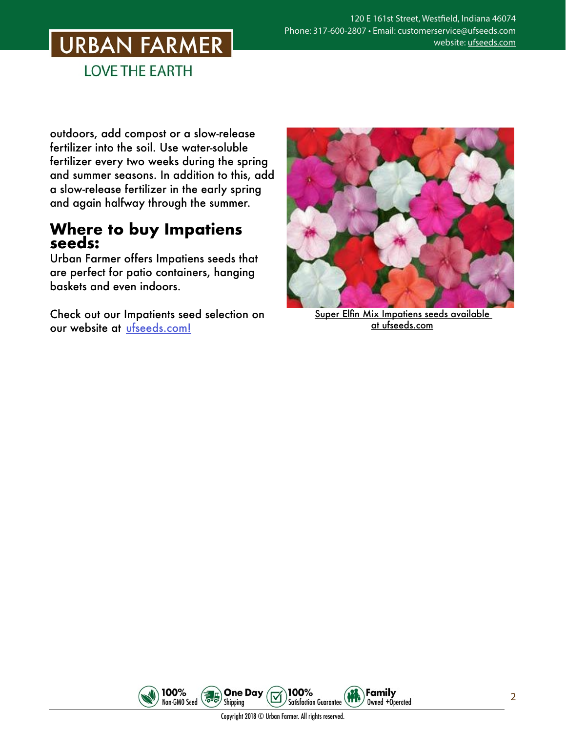outdoors, add compost or a slow-release fertilizer into the soil. Use water-soluble fertilizer every two weeks during the spring and summer seasons. In addition to this, add a slow-release fertilizer in the early spring and again halfway through the summer.

## Where to buy Impatiens seeds:

Urban Farmer offers Impatiens seeds that are perfect for patio containers, hanging baskets and even indoors.

Check out our Impatients seed selection on our website at [ufseeds.com!](https://ufseeds.com)

Super Elfin Mix Impatiens seeds available at ufseeds.com